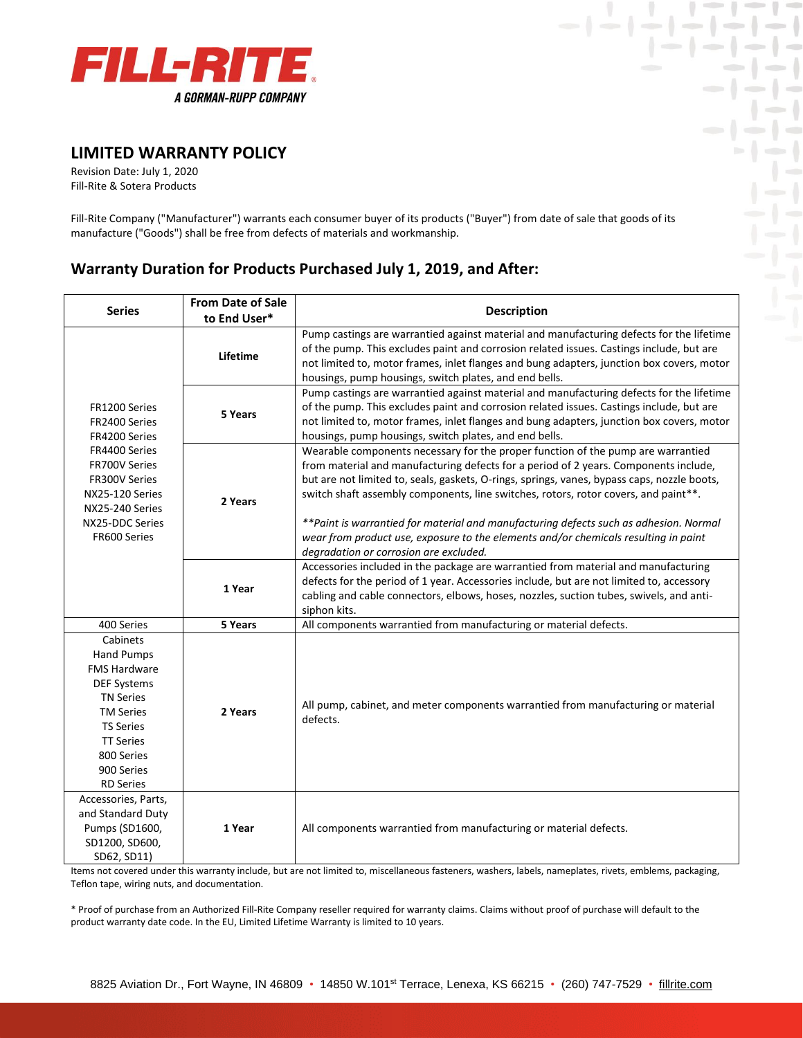FILL-RITE
A GORMAN-RUPP COMPANY

# LIMITED WARRANTY POLICY

Revision Date: July 1, 2020
Fill-Rite & Sotera Products

Fill-Rite Company ("Manufacturer") warrants each consumer buyer of its products ("Buyer") from date of sale that goods of its manufacture ("Goods") shall be free from defects of materials and workmanship.

## Warranty Duration for Products Purchased July 1, 2019, and After:

| Series | From Date of Sale to End User* | Description |
|---|---|---|
| FR1200 Series<br>FR2400 Series<br>FR4200 Series<br>FR4400 Series<br>FR700V Series<br>FR300V Series<br>NX25-120 Series<br>NX25-240 Series<br>NX25-DDC Series<br>FR600 Series | **Lifetime** | Pump castings are warrantied against material and manufacturing defects for the lifetime of the pump. This excludes paint and corrosion related issues. Castings include, but are not limited to, motor frames, inlet flanges and bung adapters, junction box covers, motor housings, pump housings, switch plates, and end bells. |
| | **5 Years** | Pump castings are warrantied against material and manufacturing defects for the lifetime of the pump. This excludes paint and corrosion related issues. Castings include, but are not limited to, motor frames, inlet flanges and bung adapters, junction box covers, motor housings, pump housings, switch plates, and end bells. |
| | **2 Years** | Wearable components necessary for the proper function of the pump are warrantied from material and manufacturing defects for a period of 2 years. Components include, but are not limited to, seals, gaskets, O-rings, springs, vanes, bypass caps, nozzle boots, switch shaft assembly components, line switches, rotors, rotor covers, and paint**.<br><br>*\*\*Paint is warrantied for material and manufacturing defects such as adhesion. Normal wear from product use, exposure to the elements and/or chemicals resulting in paint degradation or corrosion are excluded.* |
| | **1 Year** | Accessories included in the package are warrantied from material and manufacturing defects for the period of 1 year. Accessories include, but are not limited to, accessory cabling and cable connectors, elbows, hoses, nozzles, suction tubes, swivels, and anti-siphon kits. |
| 400 Series | **5 Years** | All components warrantied from manufacturing or material defects. |
| Cabinets<br>Hand Pumps<br>FMS Hardware<br>DEF Systems<br>TN Series<br>TM Series<br>TS Series<br>TT Series<br>800 Series<br>900 Series<br>RD Series | **2 Years** | All pump, cabinet, and meter components warrantied from manufacturing or material defects. |
| Accessories, Parts, and Standard Duty Pumps (SD1600, SD1200, SD600, SD62, SD11) | **1 Year** | All components warrantied from manufacturing or material defects. |

Items not covered under this warranty include, but are not limited to, miscellaneous fasteners, washers, labels, nameplates, rivets, emblems, packaging, Teflon tape, wiring nuts, and documentation.

\* Proof of purchase from an Authorized Fill-Rite Company reseller required for warranty claims. Claims without proof of purchase will default to the product warranty date code. In the EU, Limited Lifetime Warranty is limited to 10 years.

8825 Aviation Dr., Fort Wayne, IN 46809 • 14850 W.101st Terrace, Lenexa, KS 66215 • (260) 747-7529 • fillrite.com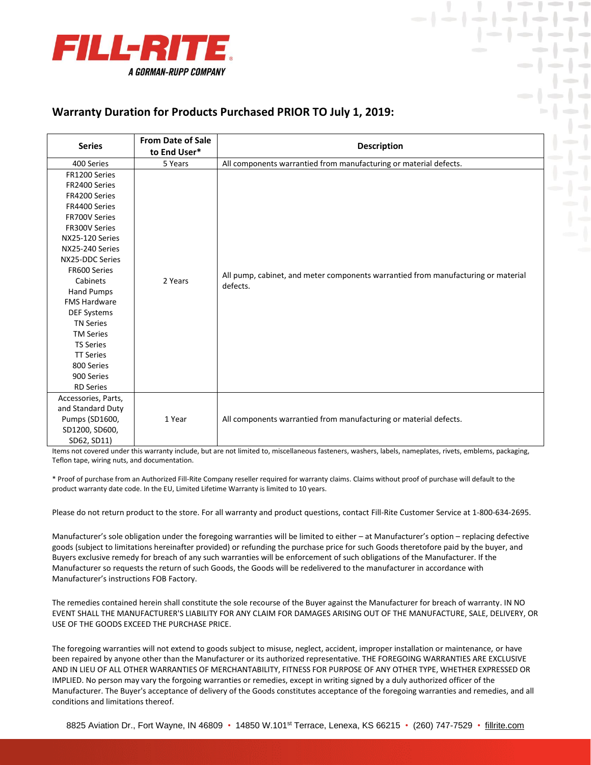FILL-RITE®

A GORMAN-RUPP COMPANY

## Warranty Duration for Products Purchased PRIOR TO July 1, 2019:

| Series | From Date of Sale to End User* | Description |
|---|---|---|
| 400 Series | 5 Years | All components warrantied from manufacturing or material defects. |
| FR1200 Series<br>FR2400 Series<br>FR4200 Series<br>FR4400 Series<br>FR700V Series<br>FR300V Series<br>NX25-120 Series<br>NX25-240 Series<br>NX25-DDC Series<br>FR600 Series<br>Cabinets<br>Hand Pumps<br>FMS Hardware<br>DEF Systems<br>TN Series<br>TM Series<br>TS Series<br>TT Series<br>800 Series<br>900 Series<br>RD Series | 2 Years | All pump, cabinet, and meter components warrantied from manufacturing or material defects. |
| Accessories, Parts, and Standard Duty Pumps (SD1600, SD1200, SD600, SD62, SD11) | 1 Year | All components warrantied from manufacturing or material defects. |

Items not covered under this warranty include, but are not limited to, miscellaneous fasteners, washers, labels, nameplates, rivets, emblems, packaging, Teflon tape, wiring nuts, and documentation.

* Proof of purchase from an Authorized Fill-Rite Company reseller required for warranty claims. Claims without proof of purchase will default to the product warranty date code. In the EU, Limited Lifetime Warranty is limited to 10 years.

Please do not return product to the store. For all warranty and product questions, contact Fill-Rite Customer Service at 1-800-634-2695.

Manufacturer's sole obligation under the foregoing warranties will be limited to either – at Manufacturer's option – replacing defective goods (subject to limitations hereinafter provided) or refunding the purchase price for such Goods theretofore paid by the buyer, and Buyers exclusive remedy for breach of any such warranties will be enforcement of such obligations of the Manufacturer. If the Manufacturer so requests the return of such Goods, the Goods will be redelivered to the manufacturer in accordance with Manufacturer's instructions FOB Factory.

The remedies contained herein shall constitute the sole recourse of the Buyer against the Manufacturer for breach of warranty. IN NO EVENT SHALL THE MANUFACTURER'S LIABILITY FOR ANY CLAIM FOR DAMAGES ARISING OUT OF THE MANUFACTURE, SALE, DELIVERY, OR USE OF THE GOODS EXCEED THE PURCHASE PRICE.

The foregoing warranties will not extend to goods subject to misuse, neglect, accident, improper installation or maintenance, or have been repaired by anyone other than the Manufacturer or its authorized representative. THE FOREGOING WARRANTIES ARE EXCLUSIVE AND IN LIEU OF ALL OTHER WARRANTIES OF MERCHANTABILITY, FITNESS FOR PURPOSE OF ANY OTHER TYPE, WHETHER EXPRESSED OR IMPLIED. No person may vary the forgoing warranties or remedies, except in writing signed by a duly authorized officer of the Manufacturer. The Buyer's acceptance of delivery of the Goods constitutes acceptance of the foregoing warranties and remedies, and all conditions and limitations thereof.

8825 Aviation Dr., Fort Wayne, IN 46809 • 14850 W.101st Terrace, Lenexa, KS 66215 • (260) 747-7529 • fillrite.com